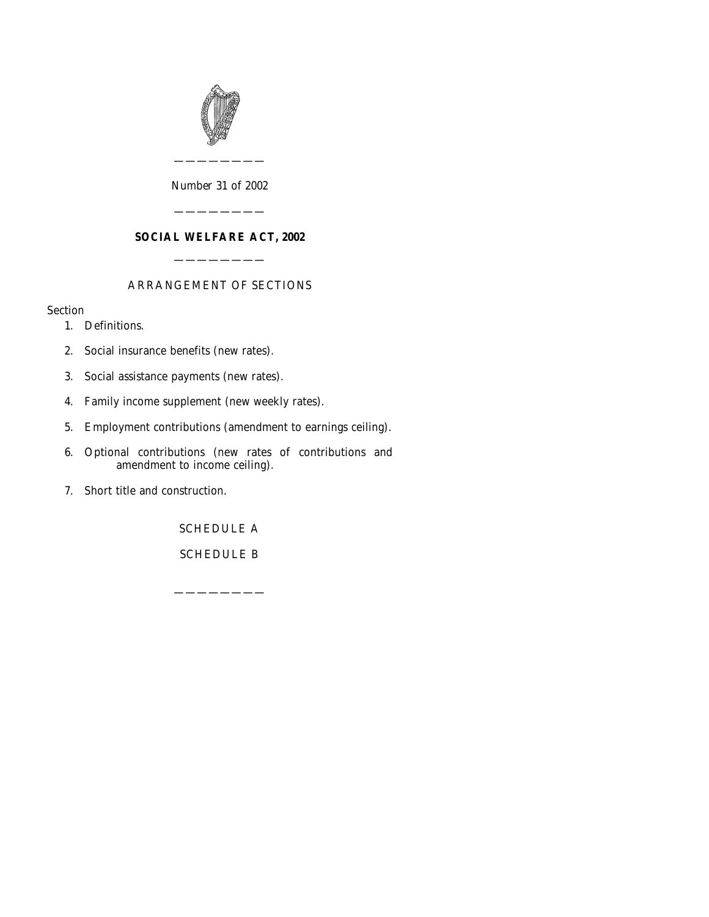———————

Number 31 of 2002

———————

# SOCIAL WELFARE ACT, 2002

———————

## ARRANGEMENT OF SECTIONS

Section

1. Definitions.
2. Social insurance benefits (new rates).
3. Social assistance payments (new rates).
4. Family income supplement (new weekly rates).
5. Employment contributions (amendment to earnings ceiling).
6. Optional contributions (new rates of contributions and amendment to income ceiling).
7. Short title and construction.

SCHEDULE A

SCHEDULE B

———————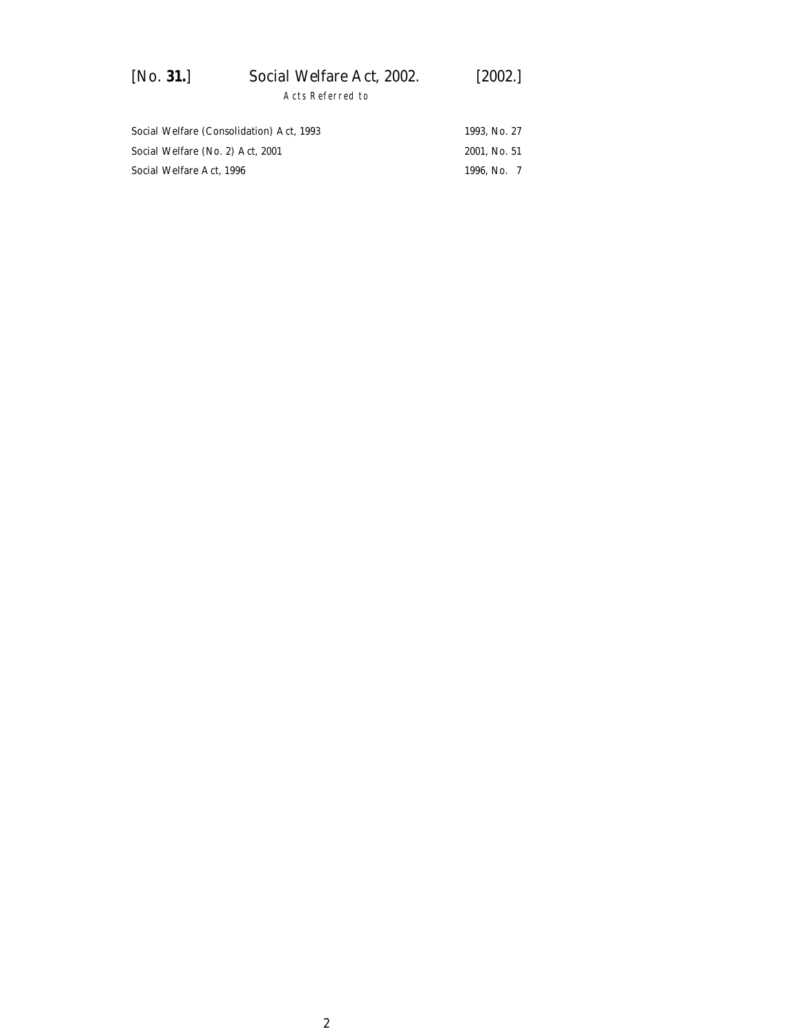## Acts Referred to

| | |
|---|---|
| Social Welfare (Consolidation) Act, 1993 | 1993, No. 27 |
| Social Welfare (No. 2) Act, 2001 | 2001, No. 51 |
| Social Welfare Act, 1996 | 1996, No. 7 |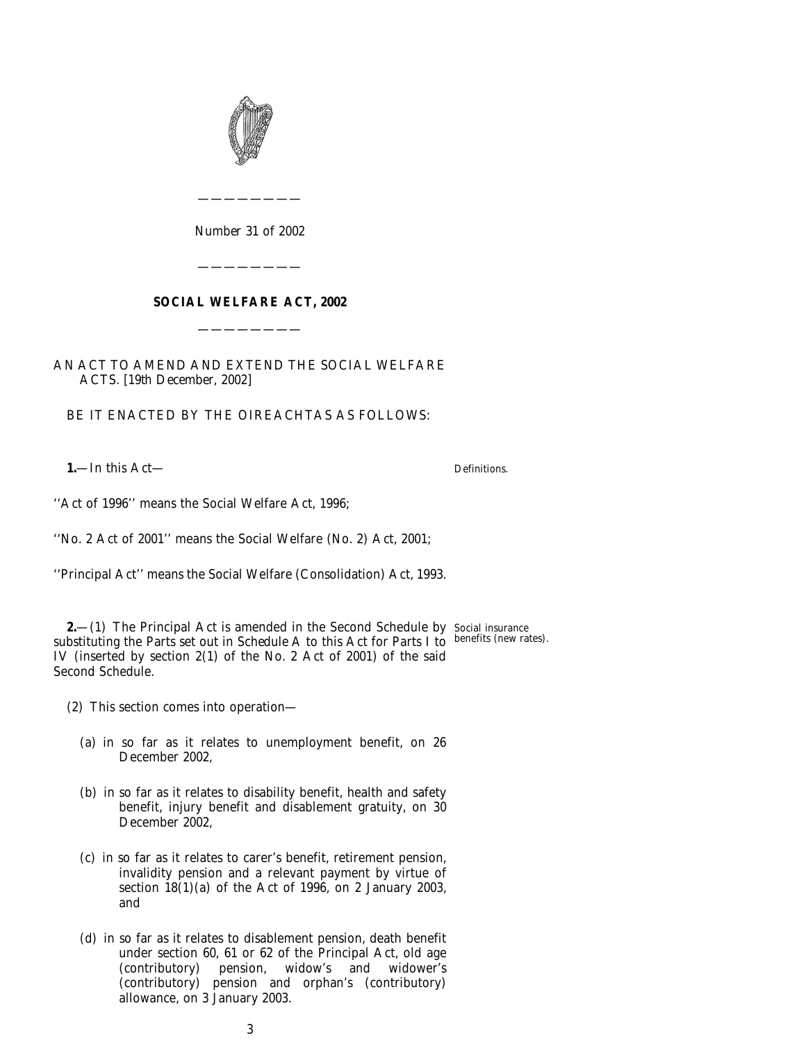Number 31 of 2002

---

# SOCIAL WELFARE ACT, 2002

---

AN ACT TO AMEND AND EXTEND THE SOCIAL WELFARE ACTS. [19th December, 2002]

BE IT ENACTED BY THE OIREACHTAS AS FOLLOWS:

**1.**—In this Act— *Definitions.*

''Act of 1996'' means the Social Welfare Act, 1996;

''No. 2 Act of 2001'' means the Social Welfare (No. 2) Act, 2001;

''Principal Act'' means the Social Welfare (Consolidation) Act, 1993.

**2.**—(1) The Principal Act is amended in the Second Schedule by substituting the Parts set out in Schedule A to this Act for Parts I to IV (inserted by section 2(1) of the No. 2 Act of 2001) of the said Second Schedule. *Social insurance benefits (new rates).*

(2) This section comes into operation—

(a) in so far as it relates to unemployment benefit, on 26 December 2002,

(b) in so far as it relates to disability benefit, health and safety benefit, injury benefit and disablement gratuity, on 30 December 2002,

(c) in so far as it relates to carer's benefit, retirement pension, invalidity pension and a relevant payment by virtue of section 18(1)(a) of the Act of 1996, on 2 January 2003, and

(d) in so far as it relates to disablement pension, death benefit under section 60, 61 or 62 of the Principal Act, old age (contributory) pension, widow's and widower's (contributory) pension and orphan's (contributory) allowance, on 3 January 2003.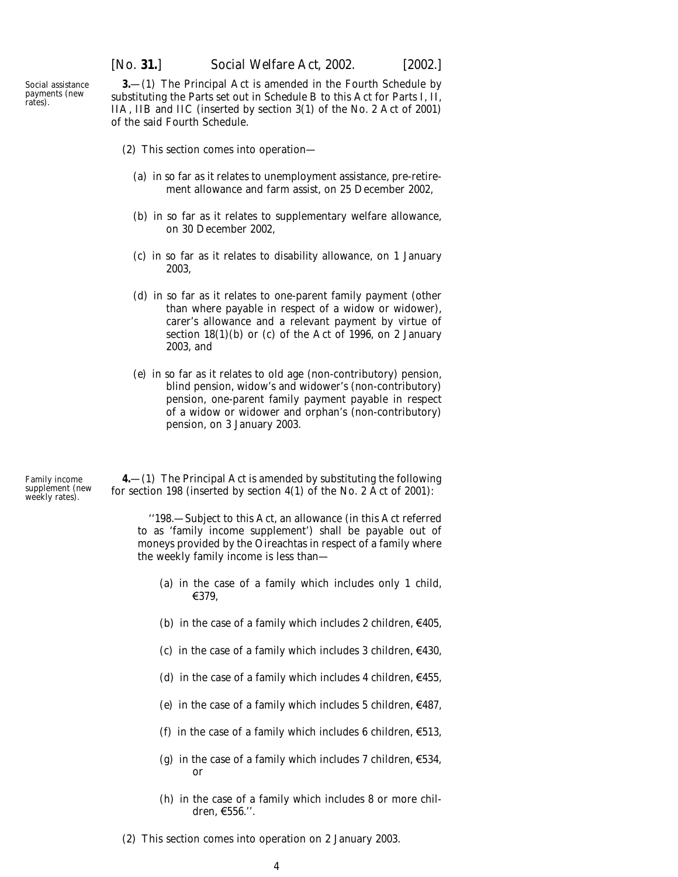Social assistance payments (new rates).

**3.**—(1) The Principal Act is amended in the Fourth Schedule by substituting the Parts set out in Schedule B to this Act for Parts I, II, IIA, IIB and IIC (inserted by section 3(1) of the No. 2 Act of 2001) of the said Fourth Schedule.

(2) This section comes into operation—

(*a*) in so far as it relates to unemployment assistance, pre-retirement allowance and farm assist, on 25 December 2002,

(*b*) in so far as it relates to supplementary welfare allowance, on 30 December 2002,

(*c*) in so far as it relates to disability allowance, on 1 January 2003,

(*d*) in so far as it relates to one-parent family payment (other than where payable in respect of a widow or widower), carer's allowance and a relevant payment by virtue of section 18(1)(*b*) or (*c*) of the Act of 1996, on 2 January 2003, and

(*e*) in so far as it relates to old age (non-contributory) pension, blind pension, widow's and widower's (non-contributory) pension, one-parent family payment payable in respect of a widow or widower and orphan's (non-contributory) pension, on 3 January 2003.

Family income supplement (new weekly rates).

**4.**—(1) The Principal Act is amended by substituting the following for section 198 (inserted by section 4(1) of the No. 2 Act of 2001):

''198.—Subject to this Act, an allowance (in this Act referred to as 'family income supplement') shall be payable out of moneys provided by the Oireachtas in respect of a family where the weekly family income is less than—

(*a*) in the case of a family which includes only 1 child, €379,

(*b*) in the case of a family which includes 2 children, €405,

(*c*) in the case of a family which includes 3 children, €430,

(*d*) in the case of a family which includes 4 children, €455,

(*e*) in the case of a family which includes 5 children, €487,

(*f*) in the case of a family which includes 6 children, €513,

(*g*) in the case of a family which includes 7 children, €534, or

(*h*) in the case of a family which includes 8 or more children, €556.''.

(2) This section comes into operation on 2 January 2003.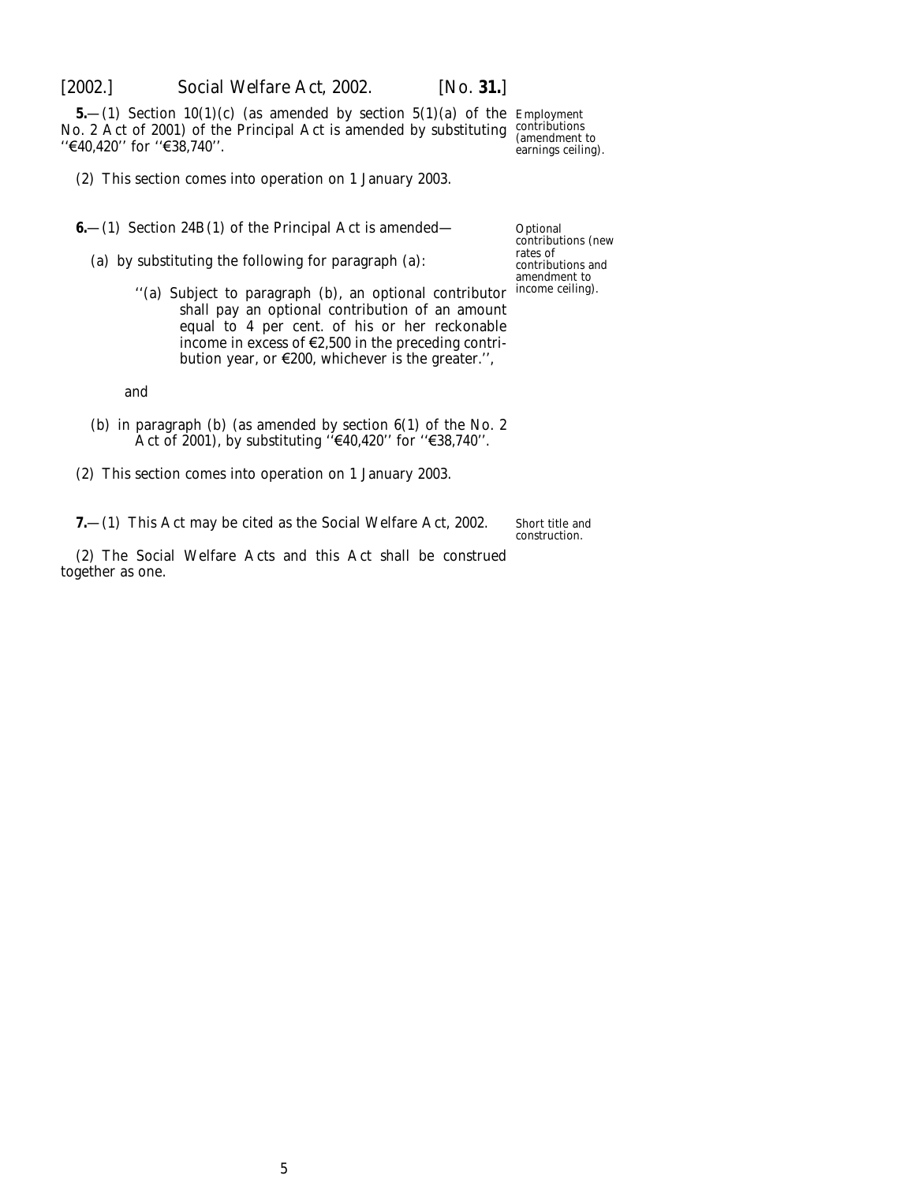**5.**—(1) Section 10(1)(*c*) (as amended by section 5(1)(*a*) of the No. 2 Act of 2001) of the Principal Act is amended by substituting ''€40,420'' for ''€38,740''.

Employment contributions (amendment to earnings ceiling).

(2) This section comes into operation on 1 January 2003.

**6.**—(1) Section 24B(1) of the Principal Act is amended—

Optional contributions (new rates of contributions and amendment to income ceiling).

(*a*) by substituting the following for paragraph (*a*):

> ''(*a*) Subject to paragraph (*b*), an optional contributor shall pay an optional contribution of an amount equal to 4 per cent. of his or her reckonable income in excess of €2,500 in the preceding contribution year, or €200, whichever is the greater.'',

and

(*b*) in paragraph (*b*) (as amended by section 6(1) of the No. 2 Act of 2001), by substituting ''€40,420'' for ''€38,740''.

(2) This section comes into operation on 1 January 2003.

**7.**—(1) This Act may be cited as the Social Welfare Act, 2002.

Short title and construction.

(2) The Social Welfare Acts and this Act shall be construed together as one.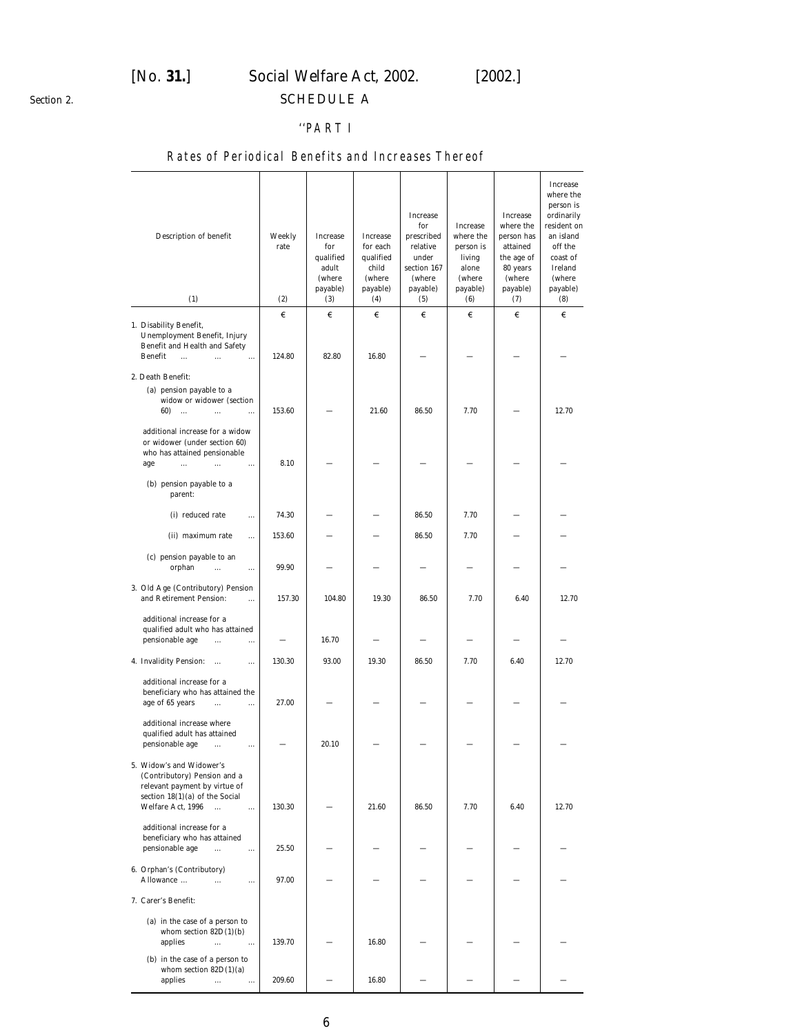[No. **31.**] Social Welfare Act, 2002. [2002.]

Section 2.

## SCHEDULE A

### ''PART I

### Rates of Periodical Benefits and Increases Thereof

| Description of benefit (1) | Weekly rate (2) | Increase for qualified adult (where payable) (3) | Increase for each qualified child (where payable) (4) | Increase for prescribed relative under section 167 (where payable) (5) | Increase where the person is living alone (where payable) (6) | Increase where the person has attained the age of 80 years (where payable) (7) | Increase where the person is ordinarily resident on an island off the coast of Ireland (where payable) (8) |
|---|---|---|---|---|---|---|---|
| | € | € | € | € | € | € | € |
| 1. Disability Benefit, Unemployment Benefit, Injury Benefit and Health and Safety Benefit ... ... ... | 124.80 | 82.80 | 16.80 | — | — | — | — |
| 2. Death Benefit: | | | | | | | |
| (a) pension payable to a widow or widower (section 60) ... ... ... | 153.60 | — | 21.60 | 86.50 | 7.70 | — | 12.70 |
| additional increase for a widow or widower (under section 60) who has attained pensionable age ... ... ... | 8.10 | — | — | — | — | — | — |
| (b) pension payable to a parent: | | | | | | | |
| (i) reduced rate ... | 74.30 | — | — | 86.50 | 7.70 | — | — |
| (ii) maximum rate ... | 153.60 | — | — | 86.50 | 7.70 | — | — |
| (c) pension payable to an orphan ... ... | 99.90 | — | — | — | — | — | — |
| 3. Old Age (Contributory) Pension and Retirement Pension: ... | 157.30 | 104.80 | 19.30 | 86.50 | 7.70 | 6.40 | 12.70 |
| additional increase for a qualified adult who has attained pensionable age ... ... | — | 16.70 | — | — | — | — | — |
| 4. Invalidity Pension: ... ... | 130.30 | 93.00 | 19.30 | 86.50 | 7.70 | 6.40 | 12.70 |
| additional increase for a beneficiary who has attained the age of 65 years ... ... | 27.00 | — | — | — | — | — | — |
| additional increase where qualified adult has attained pensionable age ... ... | — | 20.10 | — | — | — | — | — |
| 5. Widow's and Widower's (Contributory) Pension and a relevant payment by virtue of section 18(1)(a) of the Social Welfare Act, 1996 ... ... | 130.30 | — | 21.60 | 86.50 | 7.70 | 6.40 | 12.70 |
| additional increase for a beneficiary who has attained pensionable age ... ... | 25.50 | — | — | — | — | — | — |
| 6. Orphan's (Contributory) Allowance ... ... ... | 97.00 | — | — | — | — | — | — |
| 7. Carer's Benefit: | | | | | | | |
| (a) in the case of a person to whom section 82D(1)(b) applies ... ... | 139.70 | — | 16.80 | — | — | — | — |
| (b) in the case of a person to whom section 82D(1)(a) applies ... ... | 209.60 | — | 16.80 | — | — | — | — |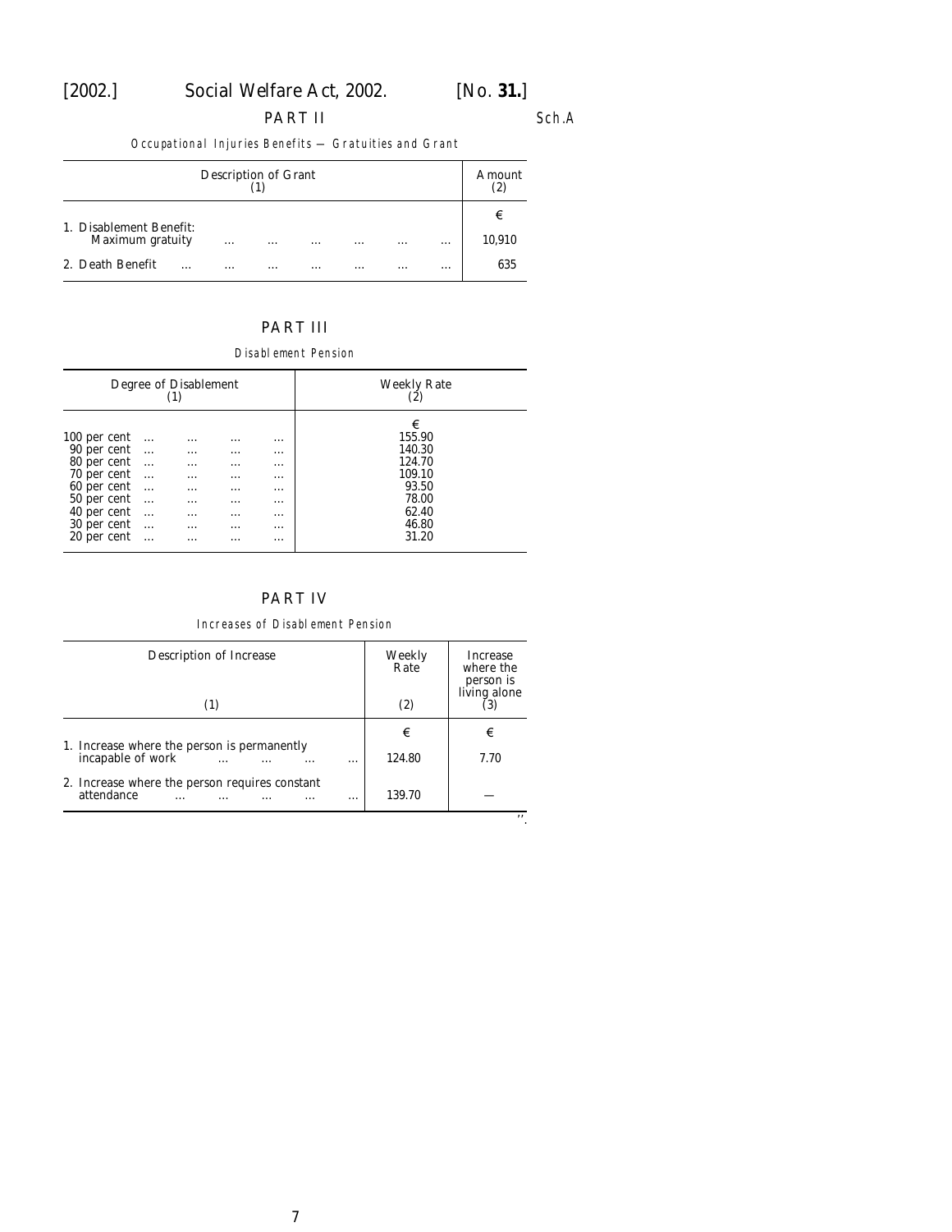## PART II

Sch.A

*Occupational Injuries Benefits — Gratuities and Grant*

| Description of Grant (1) | Amount (2) |
|---|---|
| | € |
| 1. Disablement Benefit: Maximum gratuity … … … … … … | 10,910 |
| 2. Death Benefit … … … … … … … | 635 |

## PART III

*Disablement Pension*

| Degree of Disablement (1) | Weekly Rate (2) |
|---|---|
| | € |
| 100 per cent … … … … | 155.90 |
| 90 per cent … … … … | 140.30 |
| 80 per cent … … … … | 124.70 |
| 70 per cent … … … … | 109.10 |
| 60 per cent … … … … | 93.50 |
| 50 per cent … … … … | 78.00 |
| 40 per cent … … … … | 62.40 |
| 30 per cent … … … … | 46.80 |
| 20 per cent … … … … | 31.20 |

## PART IV

*Increases of Disablement Pension*

| Description of Increase (1) | Weekly Rate (2) | Increase where the person is living alone (3) |
|---|---|---|
| | € | € |
| 1. Increase where the person is permanently incapable of work … … … … | 124.80 | 7.70 |
| 2. Increase where the person requires constant attendance … … … … … | 139.70 | — |

".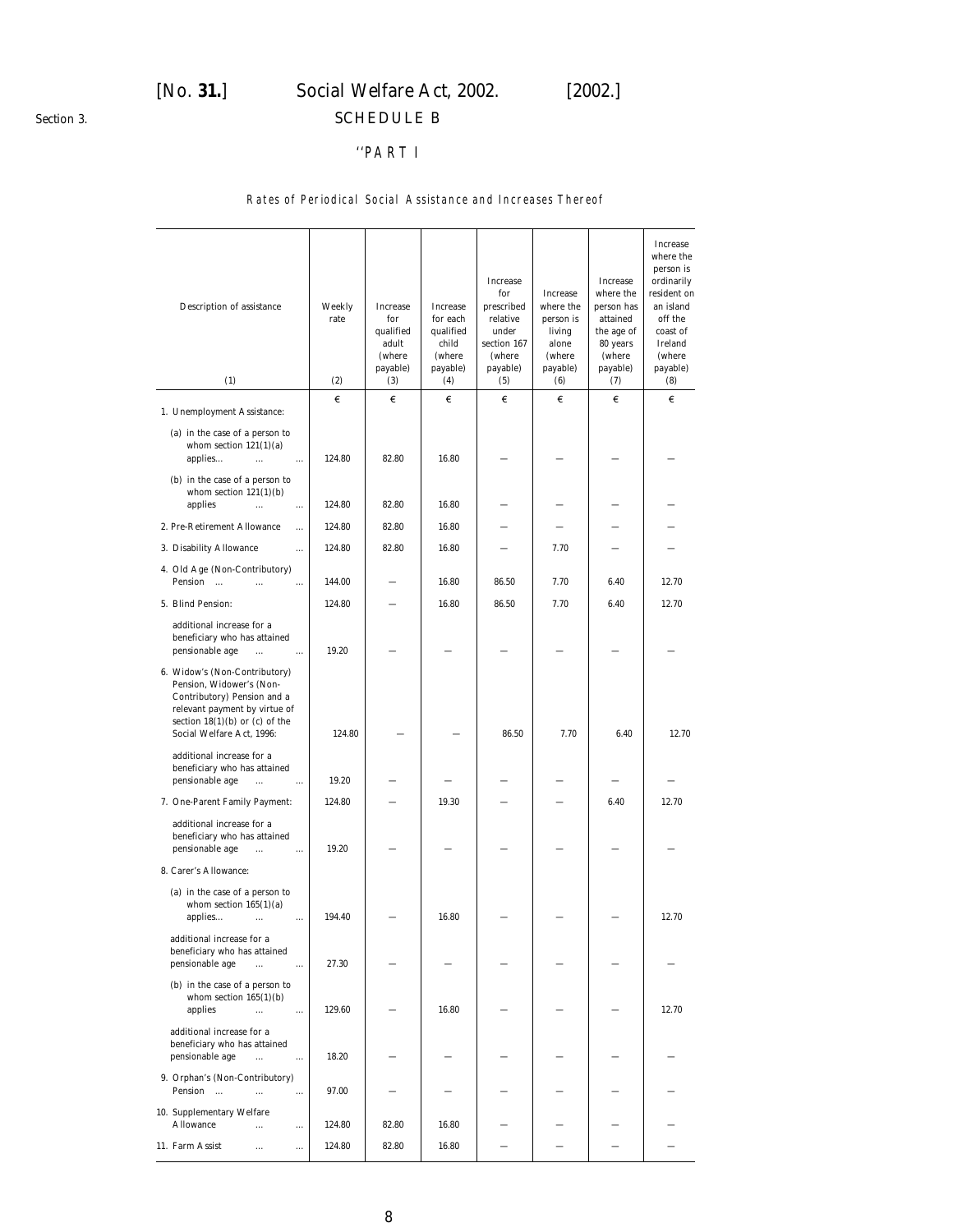[No. **31.**] Social Welfare Act, 2002. [2002.]

Section 3.

## SCHEDULE B

### "PART I

Rates of Periodical Social Assistance and Increases Thereof

| Description of assistance (1) | Weekly rate (2) | Increase for qualified adult (where payable) (3) | Increase for each qualified child (where payable) (4) | Increase for prescribed relative under section 167 (where payable) (5) | Increase where the person is living alone (where payable) (6) | Increase where the person has attained the age of 80 years (where payable) (7) | Increase where the person is ordinarily resident on an island off the coast of Ireland (where payable) (8) |
|---|---|---|---|---|---|---|---|
| | € | € | € | € | € | € | € |
| 1. Unemployment Assistance: | | | | | | | |
| (a) in the case of a person to whom section 121(1)(a) applies... ... ... | 124.80 | 82.80 | 16.80 | — | — | — | — |
| (b) in the case of a person to whom section 121(1)(b) applies ... ... | 124.80 | 82.80 | 16.80 | — | — | — | — |
| 2. Pre-Retirement Allowance ... | 124.80 | 82.80 | 16.80 | — | — | — | — |
| 3. Disability Allowance ... | 124.80 | 82.80 | 16.80 | — | 7.70 | — | — |
| 4. Old Age (Non-Contributory) Pension ... ... ... | 144.00 | — | 16.80 | 86.50 | 7.70 | 6.40 | 12.70 |
| 5. Blind Pension: | 124.80 | — | 16.80 | 86.50 | 7.70 | 6.40 | 12.70 |
| additional increase for a beneficiary who has attained pensionable age ... ... | 19.20 | — | — | — | — | — | — |
| 6. Widow's (Non-Contributory) Pension, Widower's (Non-Contributory) Pension and a relevant payment by virtue of section 18(1)(b) or (c) of the Social Welfare Act, 1996: | 124.80 | — | — | 86.50 | 7.70 | 6.40 | 12.70 |
| additional increase for a beneficiary who has attained pensionable age ... ... | 19.20 | — | — | — | — | — | — |
| 7. One-Parent Family Payment: | 124.80 | — | 19.30 | — | — | 6.40 | 12.70 |
| additional increase for a beneficiary who has attained pensionable age ... ... | 19.20 | — | — | — | — | — | — |
| 8. Carer's Allowance: | | | | | | | |
| (a) in the case of a person to whom section 165(1)(a) applies... ... ... | 194.40 | — | 16.80 | — | — | — | 12.70 |
| additional increase for a beneficiary who has attained pensionable age ... ... | 27.30 | — | — | — | — | — | — |
| (b) in the case of a person to whom section 165(1)(b) applies ... ... | 129.60 | — | 16.80 | — | — | — | 12.70 |
| additional increase for a beneficiary who has attained pensionable age ... ... | 18.20 | — | — | — | — | — | — |
| 9. Orphan's (Non-Contributory) Pension ... ... ... | 97.00 | — | — | — | — | — | — |
| 10. Supplementary Welfare Allowance ... ... | 124.80 | 82.80 | 16.80 | — | — | — | — |
| 11. Farm Assist ... ... | 124.80 | 82.80 | 16.80 | — | — | — | — |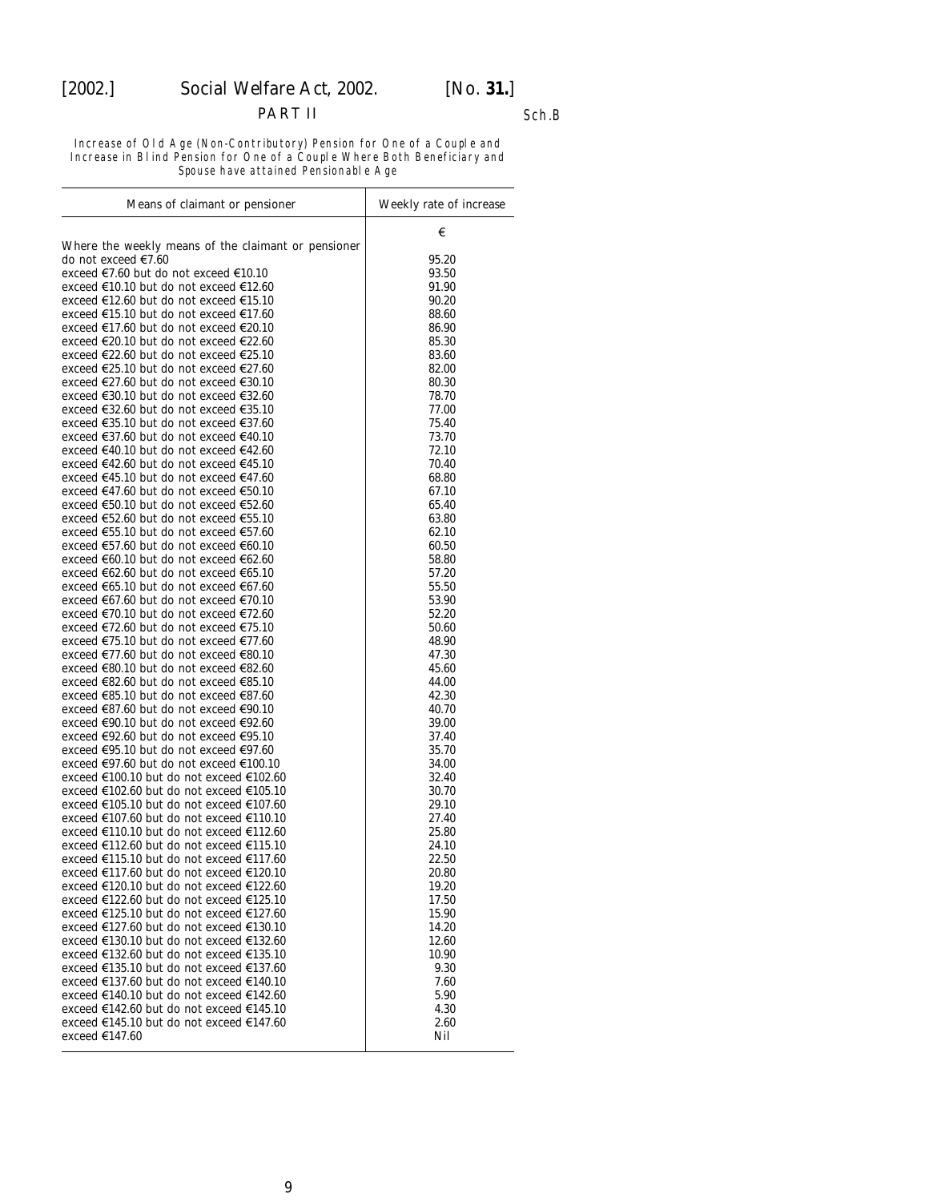Increase of Old Age (Non-Contributory) Pension for One of a Couple and Increase in Blind Pension for One of a Couple Where Both Beneficiary and Spouse have attained Pensionable Age

| Means of claimant or pensioner | Weekly rate of increase |
|---|---|
| | € |
| Where the weekly means of the claimant or pensioner do not exceed €7.60 | 95.20 |
| exceed €7.60 but do not exceed €10.10 | 93.50 |
| exceed €10.10 but do not exceed €12.60 | 91.90 |
| exceed €12.60 but do not exceed €15.10 | 90.20 |
| exceed €15.10 but do not exceed €17.60 | 88.60 |
| exceed €17.60 but do not exceed €20.10 | 86.90 |
| exceed €20.10 but do not exceed €22.60 | 85.30 |
| exceed €22.60 but do not exceed €25.10 | 83.60 |
| exceed €25.10 but do not exceed €27.60 | 82.00 |
| exceed €27.60 but do not exceed €30.10 | 80.30 |
| exceed €30.10 but do not exceed €32.60 | 78.70 |
| exceed €32.60 but do not exceed €35.10 | 77.00 |
| exceed €35.10 but do not exceed €37.60 | 75.40 |
| exceed €37.60 but do not exceed €40.10 | 73.70 |
| exceed €40.10 but do not exceed €42.60 | 72.10 |
| exceed €42.60 but do not exceed €45.10 | 70.40 |
| exceed €45.10 but do not exceed €47.60 | 68.80 |
| exceed €47.60 but do not exceed €50.10 | 67.10 |
| exceed €50.10 but do not exceed €52.60 | 65.40 |
| exceed €52.60 but do not exceed €55.10 | 63.80 |
| exceed €55.10 but do not exceed €57.60 | 62.10 |
| exceed €57.60 but do not exceed €60.10 | 60.50 |
| exceed €60.10 but do not exceed €62.60 | 58.80 |
| exceed €62.60 but do not exceed €65.10 | 57.20 |
| exceed €65.10 but do not exceed €67.60 | 55.50 |
| exceed €67.60 but do not exceed €70.10 | 53.90 |
| exceed €70.10 but do not exceed €72.60 | 52.20 |
| exceed €72.60 but do not exceed €75.10 | 50.60 |
| exceed €75.10 but do not exceed €77.60 | 48.90 |
| exceed €77.60 but do not exceed €80.10 | 47.30 |
| exceed €80.10 but do not exceed €82.60 | 45.60 |
| exceed €82.60 but do not exceed €85.10 | 44.00 |
| exceed €85.10 but do not exceed €87.60 | 42.30 |
| exceed €87.60 but do not exceed €90.10 | 40.70 |
| exceed €90.10 but do not exceed €92.60 | 39.00 |
| exceed €92.60 but do not exceed €95.10 | 37.40 |
| exceed €95.10 but do not exceed €97.60 | 35.70 |
| exceed €97.60 but do not exceed €100.10 | 34.00 |
| exceed €100.10 but do not exceed €102.60 | 32.40 |
| exceed €102.60 but do not exceed €105.10 | 30.70 |
| exceed €105.10 but do not exceed €107.60 | 29.10 |
| exceed €107.60 but do not exceed €110.10 | 27.40 |
| exceed €110.10 but do not exceed €112.60 | 25.80 |
| exceed €112.60 but do not exceed €115.10 | 24.10 |
| exceed €115.10 but do not exceed €117.60 | 22.50 |
| exceed €117.60 but do not exceed €120.10 | 20.80 |
| exceed €120.10 but do not exceed €122.60 | 19.20 |
| exceed €122.60 but do not exceed €125.10 | 17.50 |
| exceed €125.10 but do not exceed €127.60 | 15.90 |
| exceed €127.60 but do not exceed €130.10 | 14.20 |
| exceed €130.10 but do not exceed €132.60 | 12.60 |
| exceed €132.60 but do not exceed €135.10 | 10.90 |
| exceed €135.10 but do not exceed €137.60 | 9.30 |
| exceed €137.60 but do not exceed €140.10 | 7.60 |
| exceed €140.10 but do not exceed €142.60 | 5.90 |
| exceed €142.60 but do not exceed €145.10 | 4.30 |
| exceed €145.10 but do not exceed €147.60 | 2.60 |
| exceed €147.60 | Nil |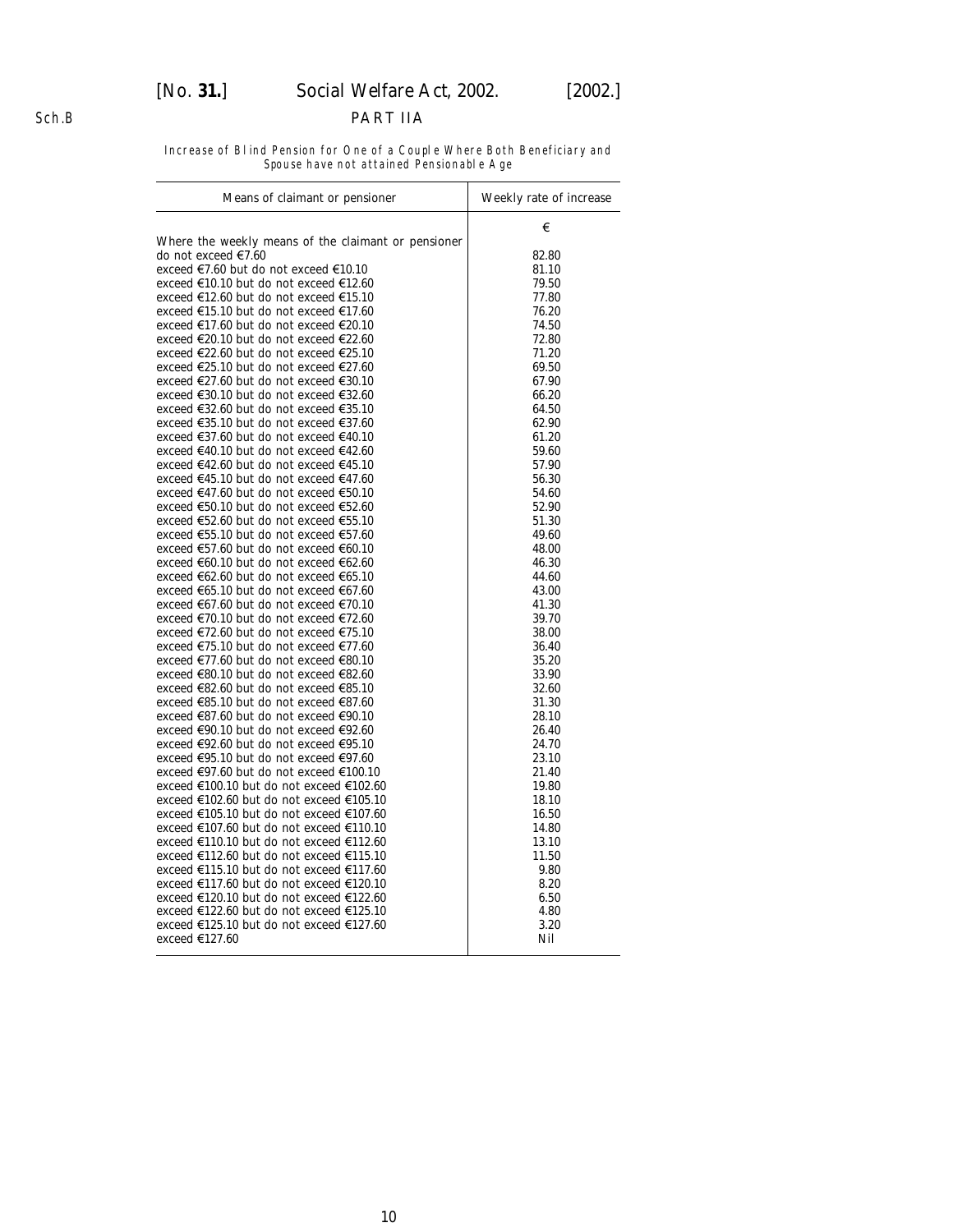Sch.B

## PART IIA

*Increase of Blind Pension for One of a Couple Where Both Beneficiary and Spouse have not attained Pensionable Age*

| Means of claimant or pensioner | Weekly rate of increase |
|---|---|
| | € |
| Where the weekly means of the claimant or pensioner do not exceed €7.60 | 82.80 |
| exceed €7.60 but do not exceed €10.10 | 81.10 |
| exceed €10.10 but do not exceed €12.60 | 79.50 |
| exceed €12.60 but do not exceed €15.10 | 77.80 |
| exceed €15.10 but do not exceed €17.60 | 76.20 |
| exceed €17.60 but do not exceed €20.10 | 74.50 |
| exceed €20.10 but do not exceed €22.60 | 72.80 |
| exceed €22.60 but do not exceed €25.10 | 71.20 |
| exceed €25.10 but do not exceed €27.60 | 69.50 |
| exceed €27.60 but do not exceed €30.10 | 67.90 |
| exceed €30.10 but do not exceed €32.60 | 66.20 |
| exceed €32.60 but do not exceed €35.10 | 64.50 |
| exceed €35.10 but do not exceed €37.60 | 62.90 |
| exceed €37.60 but do not exceed €40.10 | 61.20 |
| exceed €40.10 but do not exceed €42.60 | 59.60 |
| exceed €42.60 but do not exceed €45.10 | 57.90 |
| exceed €45.10 but do not exceed €47.60 | 56.30 |
| exceed €47.60 but do not exceed €50.10 | 54.60 |
| exceed €50.10 but do not exceed €52.60 | 52.90 |
| exceed €52.60 but do not exceed €55.10 | 51.30 |
| exceed €55.10 but do not exceed €57.60 | 49.60 |
| exceed €57.60 but do not exceed €60.10 | 48.00 |
| exceed €60.10 but do not exceed €62.60 | 46.30 |
| exceed €62.60 but do not exceed €65.10 | 44.60 |
| exceed €65.10 but do not exceed €67.60 | 43.00 |
| exceed €67.60 but do not exceed €70.10 | 41.30 |
| exceed €70.10 but do not exceed €72.60 | 39.70 |
| exceed €72.60 but do not exceed €75.10 | 38.00 |
| exceed €75.10 but do not exceed €77.60 | 36.40 |
| exceed €77.60 but do not exceed €80.10 | 35.20 |
| exceed €80.10 but do not exceed €82.60 | 33.90 |
| exceed €82.60 but do not exceed €85.10 | 32.60 |
| exceed €85.10 but do not exceed €87.60 | 31.30 |
| exceed €87.60 but do not exceed €90.10 | 28.10 |
| exceed €90.10 but do not exceed €92.60 | 26.40 |
| exceed €92.60 but do not exceed €95.10 | 24.70 |
| exceed €95.10 but do not exceed €97.60 | 23.10 |
| exceed €97.60 but do not exceed €100.10 | 21.40 |
| exceed €100.10 but do not exceed €102.60 | 19.80 |
| exceed €102.60 but do not exceed €105.10 | 18.10 |
| exceed €105.10 but do not exceed €107.60 | 16.50 |
| exceed €107.60 but do not exceed €110.10 | 14.80 |
| exceed €110.10 but do not exceed €112.60 | 13.10 |
| exceed €112.60 but do not exceed €115.10 | 11.50 |
| exceed €115.10 but do not exceed €117.60 | 9.80 |
| exceed €117.60 but do not exceed €120.10 | 8.20 |
| exceed €120.10 but do not exceed €122.60 | 6.50 |
| exceed €122.60 but do not exceed €125.10 | 4.80 |
| exceed €125.10 but do not exceed €127.60 | 3.20 |
| exceed €127.60 | Nil |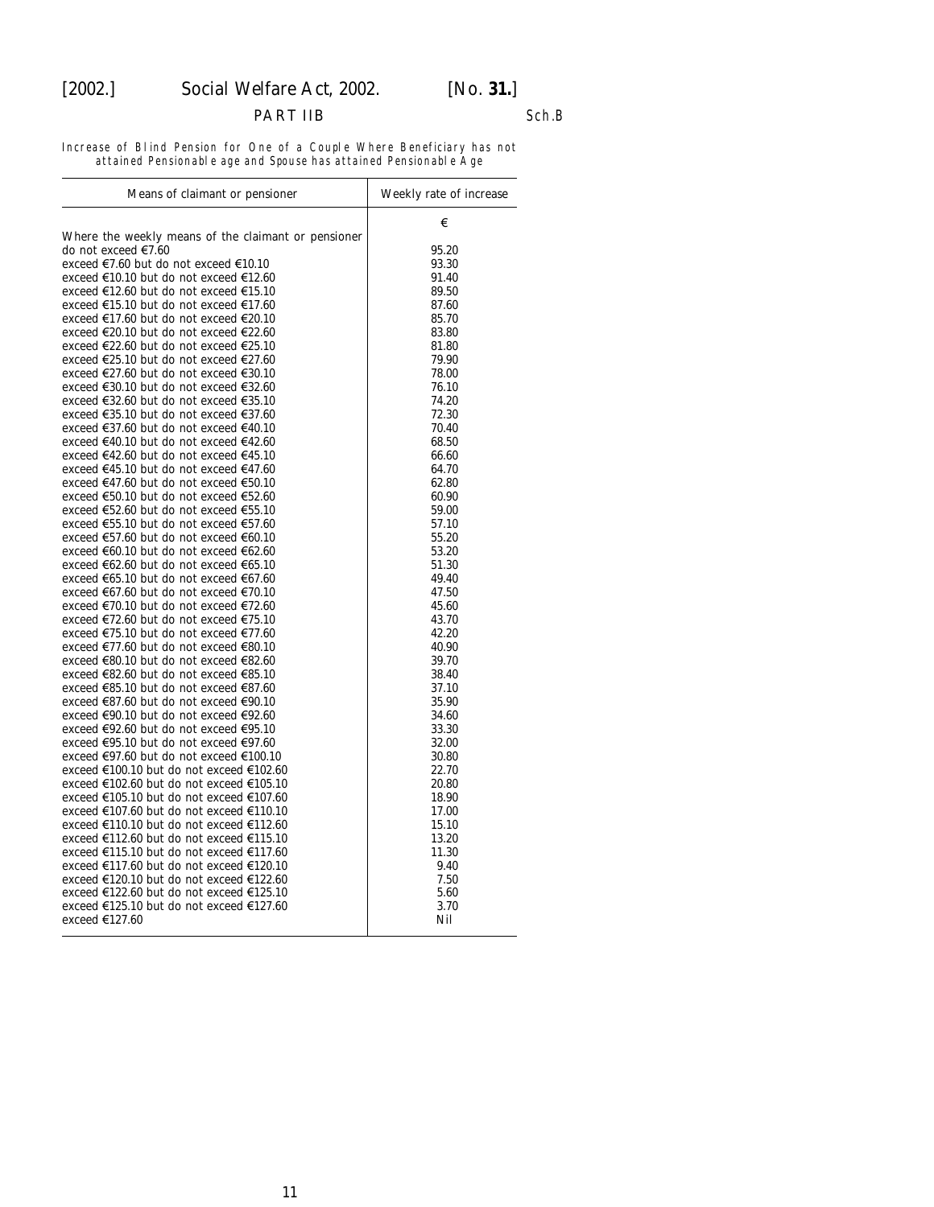PART IIB

Sch.B

Increase of Blind Pension for One of a Couple Where Beneficiary has not attained Pensionable age and Spouse has attained Pensionable Age

| Means of claimant or pensioner | Weekly rate of increase |
|---|---|
| | € |
| Where the weekly means of the claimant or pensioner do not exceed €7.60 | 95.20 |
| exceed €7.60 but do not exceed €10.10 | 93.30 |
| exceed €10.10 but do not exceed €12.60 | 91.40 |
| exceed €12.60 but do not exceed €15.10 | 89.50 |
| exceed €15.10 but do not exceed €17.60 | 87.60 |
| exceed €17.60 but do not exceed €20.10 | 85.70 |
| exceed €20.10 but do not exceed €22.60 | 83.80 |
| exceed €22.60 but do not exceed €25.10 | 81.80 |
| exceed €25.10 but do not exceed €27.60 | 79.90 |
| exceed €27.60 but do not exceed €30.10 | 78.00 |
| exceed €30.10 but do not exceed €32.60 | 76.10 |
| exceed €32.60 but do not exceed €35.10 | 74.20 |
| exceed €35.10 but do not exceed €37.60 | 72.30 |
| exceed €37.60 but do not exceed €40.10 | 70.40 |
| exceed €40.10 but do not exceed €42.60 | 68.50 |
| exceed €42.60 but do not exceed €45.10 | 66.60 |
| exceed €45.10 but do not exceed €47.60 | 64.70 |
| exceed €47.60 but do not exceed €50.10 | 62.80 |
| exceed €50.10 but do not exceed €52.60 | 60.90 |
| exceed €52.60 but do not exceed €55.10 | 59.00 |
| exceed €55.10 but do not exceed €57.60 | 57.10 |
| exceed €57.60 but do not exceed €60.10 | 55.20 |
| exceed €60.10 but do not exceed €62.60 | 53.20 |
| exceed €62.60 but do not exceed €65.10 | 51.30 |
| exceed €65.10 but do not exceed €67.60 | 49.40 |
| exceed €67.60 but do not exceed €70.10 | 47.50 |
| exceed €70.10 but do not exceed €72.60 | 45.60 |
| exceed €72.60 but do not exceed €75.10 | 43.70 |
| exceed €75.10 but do not exceed €77.60 | 42.20 |
| exceed €77.60 but do not exceed €80.10 | 40.90 |
| exceed €80.10 but do not exceed €82.60 | 39.70 |
| exceed €82.60 but do not exceed €85.10 | 38.40 |
| exceed €85.10 but do not exceed €87.60 | 37.10 |
| exceed €87.60 but do not exceed €90.10 | 35.90 |
| exceed €90.10 but do not exceed €92.60 | 34.60 |
| exceed €92.60 but do not exceed €95.10 | 33.30 |
| exceed €95.10 but do not exceed €97.60 | 32.00 |
| exceed €97.60 but do not exceed €100.10 | 30.80 |
| exceed €100.10 but do not exceed €102.60 | 22.70 |
| exceed €102.60 but do not exceed €105.10 | 20.80 |
| exceed €105.10 but do not exceed €107.60 | 18.90 |
| exceed €107.60 but do not exceed €110.10 | 17.00 |
| exceed €110.10 but do not exceed €112.60 | 15.10 |
| exceed €112.60 but do not exceed €115.10 | 13.20 |
| exceed €115.10 but do not exceed €117.60 | 11.30 |
| exceed €117.60 but do not exceed €120.10 | 9.40 |
| exceed €120.10 but do not exceed €122.60 | 7.50 |
| exceed €122.60 but do not exceed €125.10 | 5.60 |
| exceed €125.10 but do not exceed €127.60 | 3.70 |
| exceed €127.60 | Nil |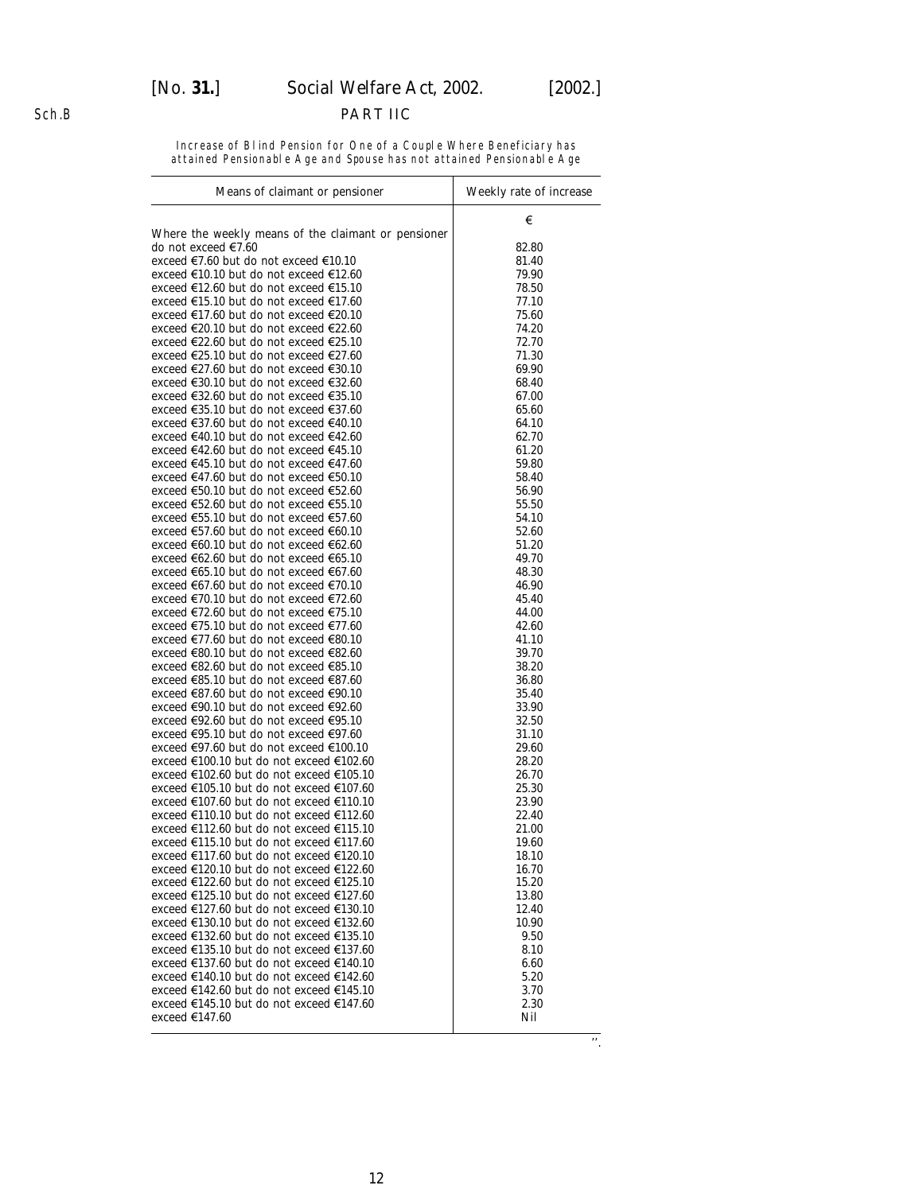Sch.B

PART IIC

*Increase of Blind Pension for One of a Couple Where Beneficiary has attained Pensionable Age and Spouse has not attained Pensionable Age*

| Means of claimant or pensioner | Weekly rate of increase |
|---|---|
| | € |
| Where the weekly means of the claimant or pensioner do not exceed €7.60 | 82.80 |
| exceed €7.60 but do not exceed €10.10 | 81.40 |
| exceed €10.10 but do not exceed €12.60 | 79.90 |
| exceed €12.60 but do not exceed €15.10 | 78.50 |
| exceed €15.10 but do not exceed €17.60 | 77.10 |
| exceed €17.60 but do not exceed €20.10 | 75.60 |
| exceed €20.10 but do not exceed €22.60 | 74.20 |
| exceed €22.60 but do not exceed €25.10 | 72.70 |
| exceed €25.10 but do not exceed €27.60 | 71.30 |
| exceed €27.60 but do not exceed €30.10 | 69.90 |
| exceed €30.10 but do not exceed €32.60 | 68.40 |
| exceed €32.60 but do not exceed €35.10 | 67.00 |
| exceed €35.10 but do not exceed €37.60 | 65.60 |
| exceed €37.60 but do not exceed €40.10 | 64.10 |
| exceed €40.10 but do not exceed €42.60 | 62.70 |
| exceed €42.60 but do not exceed €45.10 | 61.20 |
| exceed €45.10 but do not exceed €47.60 | 59.80 |
| exceed €47.60 but do not exceed €50.10 | 58.40 |
| exceed €50.10 but do not exceed €52.60 | 56.90 |
| exceed €52.60 but do not exceed €55.10 | 55.50 |
| exceed €55.10 but do not exceed €57.60 | 54.10 |
| exceed €57.60 but do not exceed €60.10 | 52.60 |
| exceed €60.10 but do not exceed €62.60 | 51.20 |
| exceed €62.60 but do not exceed €65.10 | 49.70 |
| exceed €65.10 but do not exceed €67.60 | 48.30 |
| exceed €67.60 but do not exceed €70.10 | 46.90 |
| exceed €70.10 but do not exceed €72.60 | 45.40 |
| exceed €72.60 but do not exceed €75.10 | 44.00 |
| exceed €75.10 but do not exceed €77.60 | 42.60 |
| exceed €77.60 but do not exceed €80.10 | 41.10 |
| exceed €80.10 but do not exceed €82.60 | 39.70 |
| exceed €82.60 but do not exceed €85.10 | 38.20 |
| exceed €85.10 but do not exceed €87.60 | 36.80 |
| exceed €87.60 but do not exceed €90.10 | 35.40 |
| exceed €90.10 but do not exceed €92.60 | 33.90 |
| exceed €92.60 but do not exceed €95.10 | 32.50 |
| exceed €95.10 but do not exceed €97.60 | 31.10 |
| exceed €97.60 but do not exceed €100.10 | 29.60 |
| exceed €100.10 but do not exceed €102.60 | 28.20 |
| exceed €102.60 but do not exceed €105.10 | 26.70 |
| exceed €105.10 but do not exceed €107.60 | 25.30 |
| exceed €107.60 but do not exceed €110.10 | 23.90 |
| exceed €110.10 but do not exceed €112.60 | 22.40 |
| exceed €112.60 but do not exceed €115.10 | 21.00 |
| exceed €115.10 but do not exceed €117.60 | 19.60 |
| exceed €117.60 but do not exceed €120.10 | 18.10 |
| exceed €120.10 but do not exceed €122.60 | 16.70 |
| exceed €122.60 but do not exceed €125.10 | 15.20 |
| exceed €125.10 but do not exceed €127.60 | 13.80 |
| exceed €127.60 but do not exceed €130.10 | 12.40 |
| exceed €130.10 but do not exceed €132.60 | 10.90 |
| exceed €132.60 but do not exceed €135.10 | 9.50 |
| exceed €135.10 but do not exceed €137.60 | 8.10 |
| exceed €137.60 but do not exceed €140.10 | 6.60 |
| exceed €140.10 but do not exceed €142.60 | 5.20 |
| exceed €142.60 but do not exceed €145.10 | 3.70 |
| exceed €145.10 but do not exceed €147.60 | 2.30 |
| exceed €147.60 | Nil |

”.